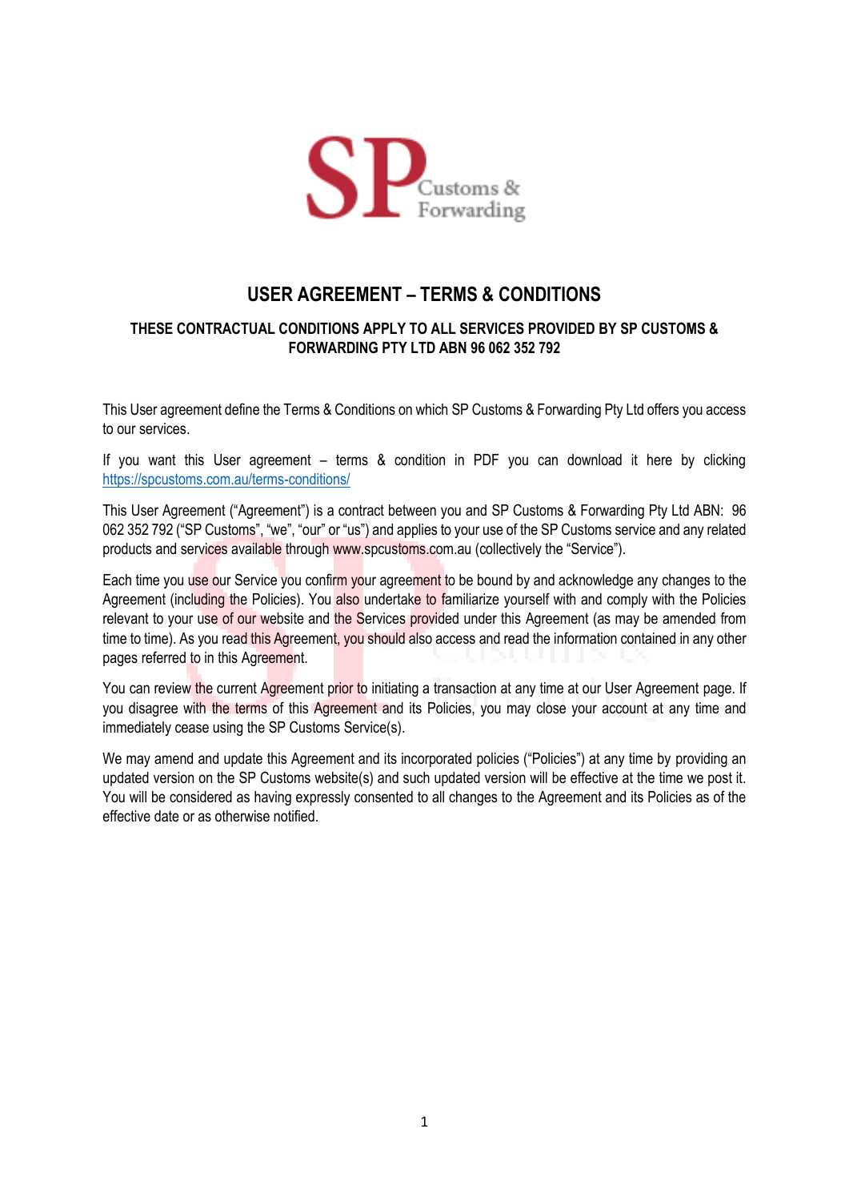# USER AGREEMENT – TERMS & CONDITIONS

### THESE CONTRACTUAL CONDITIONS APPLY TO ALL SERVICES PROVIDED BY SP CUSTOMS & FORWARDING PTY LTD ABN 96 062 352 792

This User agreement define the Terms & Conditions on which SP Customs & Forwarding Pty Ltd offers you access to our services.

If you want this User agreement – terms & condition in PDF you can download it here by clicking https://spcustoms.com.au/terms-conditions/

This User Agreement ("Agreement") is a contract between you and SP Customs & Forwarding Pty Ltd ABN: 96 062 352 792 ("SP Customs", "we", "our" or "us") and applies to your use of the SP Customs service and any related products and services available through www.spcustoms.com.au (collectively the "Service").

Each time you use our Service you confirm your agreement to be bound by and acknowledge any changes to the Agreement (including the Policies). You also undertake to familiarize yourself with and comply with the Policies relevant to your use of our website and the Services provided under this Agreement (as may be amended from time to time). As you read this Agreement, you should also access and read the information contained in any other pages referred to in this Agreement.

You can review the current Agreement prior to initiating a transaction at any time at our User Agreement page. If you disagree with the terms of this Agreement and its Policies, you may close your account at any time and immediately cease using the SP Customs Service(s).

We may amend and update this Agreement and its incorporated policies ("Policies") at any time by providing an updated version on the SP Customs website(s) and such updated version will be effective at the time we post it. You will be considered as having expressly consented to all changes to the Agreement and its Policies as of the effective date or as otherwise notified.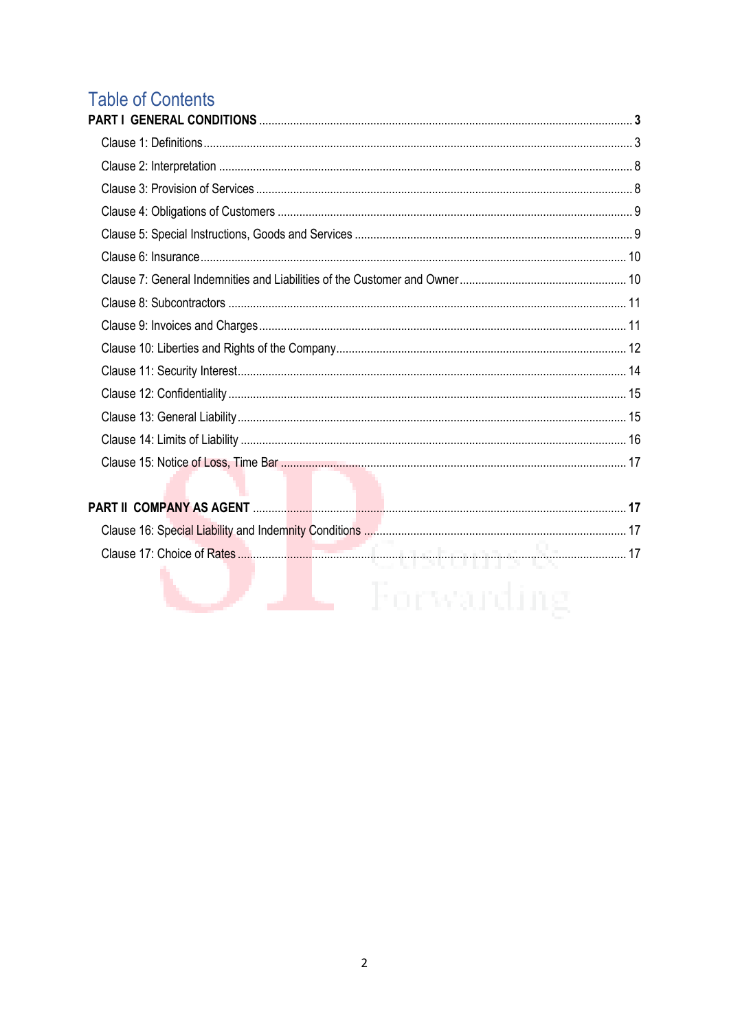# Table of Contents

**PART I GENERAL CONDITIONS** ..... **3**

- Clause 1: Definitions ..... 3
- Clause 2: Interpretation ..... 8
- Clause 3: Provision of Services ..... 8
- Clause 4: Obligations of Customers ..... 9
- Clause 5: Special Instructions, Goods and Services ..... 9
- Clause 6: Insurance ..... 10
- Clause 7: General Indemnities and Liabilities of the Customer and Owner ..... 10
- Clause 8: Subcontractors ..... 11
- Clause 9: Invoices and Charges ..... 11
- Clause 10: Liberties and Rights of the Company ..... 12
- Clause 11: Security Interest ..... 14
- Clause 12: Confidentiality ..... 15
- Clause 13: General Liability ..... 15
- Clause 14: Limits of Liability ..... 16
- Clause 15: Notice of Loss, Time Bar ..... 17

**PART II COMPANY AS AGENT** ..... **17**

- Clause 16: Special Liability and Indemnity Conditions ..... 17
- Clause 17: Choice of Rates ..... 17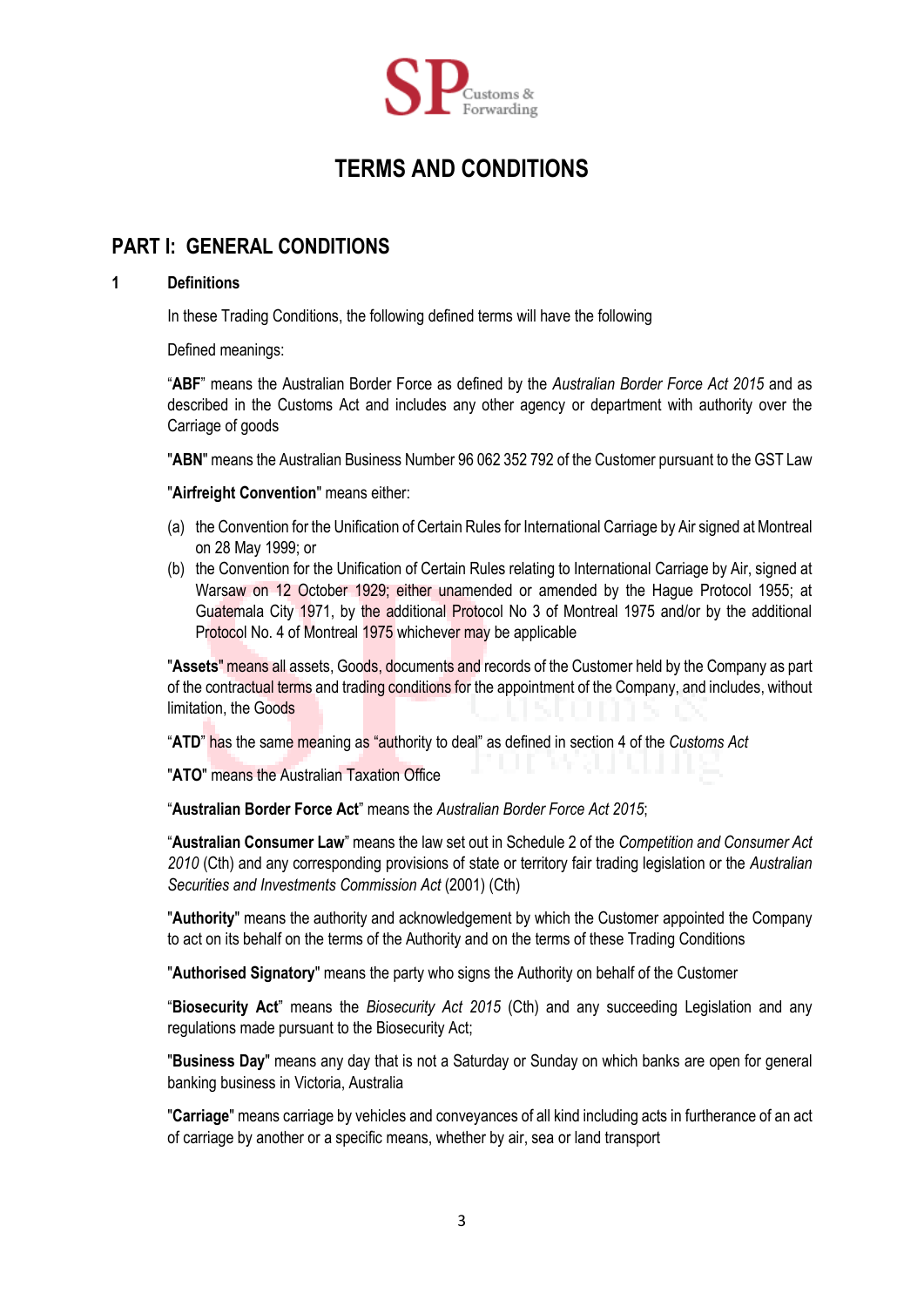# TERMS AND CONDITIONS

## PART I: GENERAL CONDITIONS

### 1 Definitions

In these Trading Conditions, the following defined terms will have the following

Defined meanings:

"**ABF**" means the Australian Border Force as defined by the *Australian Border Force Act 2015* and as described in the Customs Act and includes any other agency or department with authority over the Carriage of goods

"**ABN**" means the Australian Business Number 96 062 352 792 of the Customer pursuant to the GST Law

"**Airfreight Convention**" means either:

(a) the Convention for the Unification of Certain Rules for International Carriage by Air signed at Montreal on 28 May 1999; or

(b) the Convention for the Unification of Certain Rules relating to International Carriage by Air, signed at Warsaw on 12 October 1929; either unamended or amended by the Hague Protocol 1955; at Guatemala City 1971, by the additional Protocol No 3 of Montreal 1975 and/or by the additional Protocol No. 4 of Montreal 1975 whichever may be applicable

"**Assets**" means all assets, Goods, documents and records of the Customer held by the Company as part of the contractual terms and trading conditions for the appointment of the Company, and includes, without limitation, the Goods

"**ATD**" has the same meaning as "authority to deal" as defined in section 4 of the *Customs Act*

"**ATO**" means the Australian Taxation Office

"**Australian Border Force Act**" means the *Australian Border Force Act 2015*;

"**Australian Consumer Law**" means the law set out in Schedule 2 of the *Competition and Consumer Act 2010* (Cth) and any corresponding provisions of state or territory fair trading legislation or the *Australian Securities and Investments Commission Act* (2001) (Cth)

"**Authority**" means the authority and acknowledgement by which the Customer appointed the Company to act on its behalf on the terms of the Authority and on the terms of these Trading Conditions

"**Authorised Signatory**" means the party who signs the Authority on behalf of the Customer

"**Biosecurity Act**" means the *Biosecurity Act 2015* (Cth) and any succeeding Legislation and any regulations made pursuant to the Biosecurity Act;

"**Business Day**" means any day that is not a Saturday or Sunday on which banks are open for general banking business in Victoria, Australia

"**Carriage**" means carriage by vehicles and conveyances of all kind including acts in furtherance of an act of carriage by another or a specific means, whether by air, sea or land transport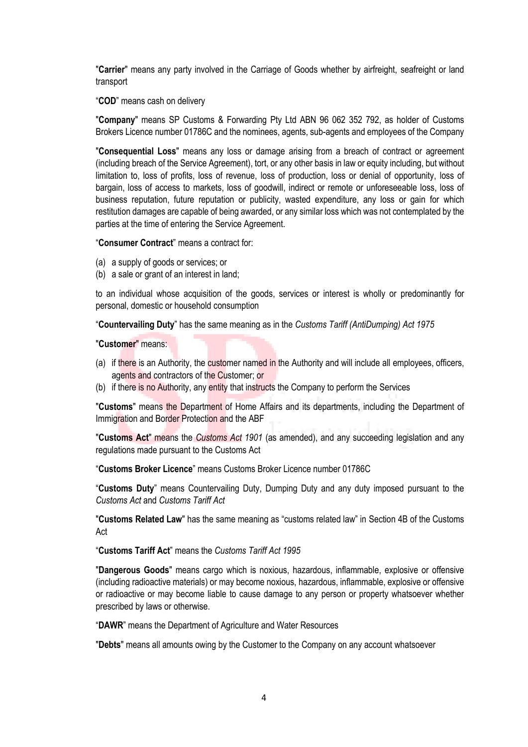"**Carrier**" means any party involved in the Carriage of Goods whether by airfreight, seafreight or land transport

"**COD**" means cash on delivery

"**Company**" means SP Customs & Forwarding Pty Ltd ABN 96 062 352 792, as holder of Customs Brokers Licence number 01786C and the nominees, agents, sub-agents and employees of the Company

"**Consequential Loss**" means any loss or damage arising from a breach of contract or agreement (including breach of the Service Agreement), tort, or any other basis in law or equity including, but without limitation to, loss of profits, loss of revenue, loss of production, loss or denial of opportunity, loss of bargain, loss of access to markets, loss of goodwill, indirect or remote or unforeseeable loss, loss of business reputation, future reputation or publicity, wasted expenditure, any loss or gain for which restitution damages are capable of being awarded, or any similar loss which was not contemplated by the parties at the time of entering the Service Agreement.

"**Consumer Contract**" means a contract for:

(a) a supply of goods or services; or
(b) a sale or grant of an interest in land;

to an individual whose acquisition of the goods, services or interest is wholly or predominantly for personal, domestic or household consumption

"**Countervailing Duty**" has the same meaning as in the *Customs Tariff (AntiDumping) Act 1975*

"**Customer**" means:

(a) if there is an Authority, the customer named in the Authority and will include all employees, officers, agents and contractors of the Customer; or
(b) if there is no Authority, any entity that instructs the Company to perform the Services

"**Customs**" means the Department of Home Affairs and its departments, including the Department of Immigration and Border Protection and the ABF

"**Customs Act**" means the *Customs Act 1901* (as amended), and any succeeding legislation and any regulations made pursuant to the Customs Act

"**Customs Broker Licence**" means Customs Broker Licence number 01786C

"**Customs Duty**" means Countervailing Duty, Dumping Duty and any duty imposed pursuant to the *Customs Act* and *Customs Tariff Act*

"**Customs Related Law**" has the same meaning as "customs related law" in Section 4B of the Customs Act

"**Customs Tariff Act**" means the *Customs Tariff Act 1995*

"**Dangerous Goods**" means cargo which is noxious, hazardous, inflammable, explosive or offensive (including radioactive materials) or may become noxious, hazardous, inflammable, explosive or offensive or radioactive or may become liable to cause damage to any person or property whatsoever whether prescribed by laws or otherwise.

"**DAWR**" means the Department of Agriculture and Water Resources

"**Debts**" means all amounts owing by the Customer to the Company on any account whatsoever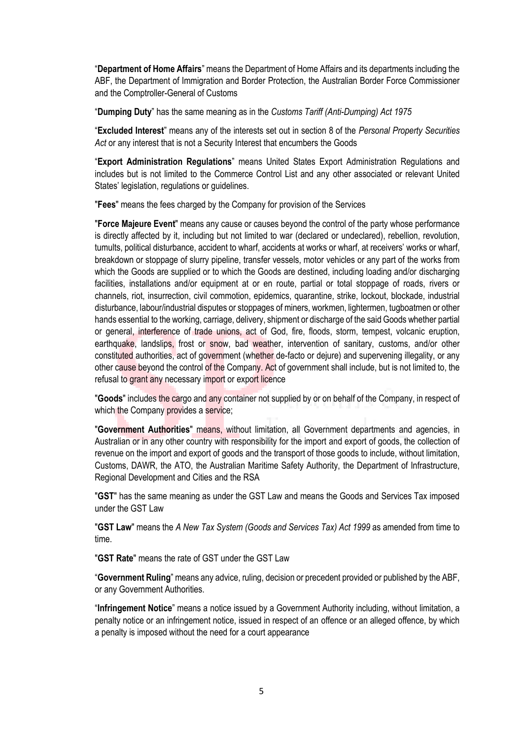"**Department of Home Affairs**" means the Department of Home Affairs and its departments including the ABF, the Department of Immigration and Border Protection, the Australian Border Force Commissioner and the Comptroller-General of Customs

"**Dumping Duty**" has the same meaning as in the *Customs Tariff (Anti-Dumping) Act 1975*

"**Excluded Interest**" means any of the interests set out in section 8 of the *Personal Property Securities Act* or any interest that is not a Security Interest that encumbers the Goods

"**Export Administration Regulations**" means United States Export Administration Regulations and includes but is not limited to the Commerce Control List and any other associated or relevant United States' legislation, regulations or guidelines.

"**Fees**" means the fees charged by the Company for provision of the Services

"**Force Majeure Event**" means any cause or causes beyond the control of the party whose performance is directly affected by it, including but not limited to war (declared or undeclared), rebellion, revolution, tumults, political disturbance, accident to wharf, accidents at works or wharf, at receivers' works or wharf, breakdown or stoppage of slurry pipeline, transfer vessels, motor vehicles or any part of the works from which the Goods are supplied or to which the Goods are destined, including loading and/or discharging facilities, installations and/or equipment at or en route, partial or total stoppage of roads, rivers or channels, riot, insurrection, civil commotion, epidemics, quarantine, strike, lockout, blockade, industrial disturbance, labour/industrial disputes or stoppages of miners, workmen, lightermen, tugboatmen or other hands essential to the working, carriage, delivery, shipment or discharge of the said Goods whether partial or general, interference of trade unions, act of God, fire, floods, storm, tempest, volcanic eruption, earthquake, landslips, frost or snow, bad weather, intervention of sanitary, customs, and/or other constituted authorities, act of government (whether de-facto or dejure) and supervening illegality, or any other cause beyond the control of the Company. Act of government shall include, but is not limited to, the refusal to grant any necessary import or export licence

"**Goods**" includes the cargo and any container not supplied by or on behalf of the Company, in respect of which the Company provides a service;

"**Government Authorities**" means, without limitation, all Government departments and agencies, in Australian or in any other country with responsibility for the import and export of goods, the collection of revenue on the import and export of goods and the transport of those goods to include, without limitation, Customs, DAWR, the ATO, the Australian Maritime Safety Authority, the Department of Infrastructure, Regional Development and Cities and the RSA

"**GST**" has the same meaning as under the GST Law and means the Goods and Services Tax imposed under the GST Law

"**GST Law**" means the *A New Tax System (Goods and Services Tax) Act 1999* as amended from time to time.

"**GST Rate**" means the rate of GST under the GST Law

"**Government Ruling**" means any advice, ruling, decision or precedent provided or published by the ABF, or any Government Authorities.

"**Infringement Notice**" means a notice issued by a Government Authority including, without limitation, a penalty notice or an infringement notice, issued in respect of an offence or an alleged offence, by which a penalty is imposed without the need for a court appearance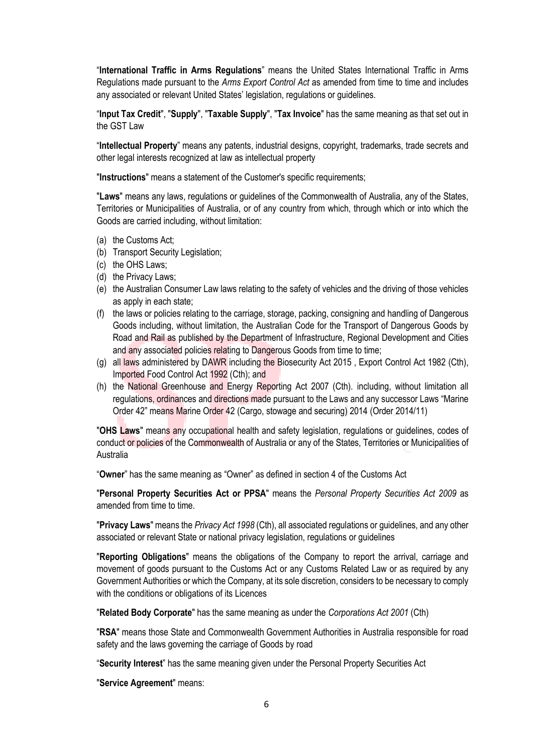"**International Traffic in Arms Regulations**" means the United States International Traffic in Arms Regulations made pursuant to the *Arms Export Control Act* as amended from time to time and includes any associated or relevant United States' legislation, regulations or guidelines.

"**Input Tax Credit**", "**Supply**", "**Taxable Supply**", "**Tax Invoice**" has the same meaning as that set out in the GST Law

"**Intellectual Property**" means any patents, industrial designs, copyright, trademarks, trade secrets and other legal interests recognized at law as intellectual property

"**Instructions**" means a statement of the Customer's specific requirements;

"**Laws**" means any laws, regulations or guidelines of the Commonwealth of Australia, any of the States, Territories or Municipalities of Australia, or of any country from which, through which or into which the Goods are carried including, without limitation:

(a) the Customs Act;
(b) Transport Security Legislation;
(c) the OHS Laws;
(d) the Privacy Laws;
(e) the Australian Consumer Law laws relating to the safety of vehicles and the driving of those vehicles as apply in each state;
(f) the laws or policies relating to the carriage, storage, packing, consigning and handling of Dangerous Goods including, without limitation, the Australian Code for the Transport of Dangerous Goods by Road and Rail as published by the Department of Infrastructure, Regional Development and Cities and any associated policies relating to Dangerous Goods from time to time;
(g) all laws administered by DAWR including the Biosecurity Act 2015 , Export Control Act 1982 (Cth), Imported Food Control Act 1992 (Cth); and
(h) the National Greenhouse and Energy Reporting Act 2007 (Cth). including, without limitation all regulations, ordinances and directions made pursuant to the Laws and any successor Laws "Marine Order 42" means Marine Order 42 (Cargo, stowage and securing) 2014 (Order 2014/11)

"**OHS Laws**" means any occupational health and safety legislation, regulations or guidelines, codes of conduct or policies of the Commonwealth of Australia or any of the States, Territories or Municipalities of Australia

"**Owner**" has the same meaning as "Owner" as defined in section 4 of the Customs Act

"**Personal Property Securities Act or PPSA**" means the *Personal Property Securities Act 2009* as amended from time to time.

"**Privacy Laws**" means the *Privacy Act 1998* (Cth), all associated regulations or guidelines, and any other associated or relevant State or national privacy legislation, regulations or guidelines

"**Reporting Obligations**" means the obligations of the Company to report the arrival, carriage and movement of goods pursuant to the Customs Act or any Customs Related Law or as required by any Government Authorities or which the Company, at its sole discretion, considers to be necessary to comply with the conditions or obligations of its Licences

"**Related Body Corporate**" has the same meaning as under the *Corporations Act 2001* (Cth)

"**RSA**" means those State and Commonwealth Government Authorities in Australia responsible for road safety and the laws governing the carriage of Goods by road

"**Security Interest**" has the same meaning given under the Personal Property Securities Act

"**Service Agreement**" means: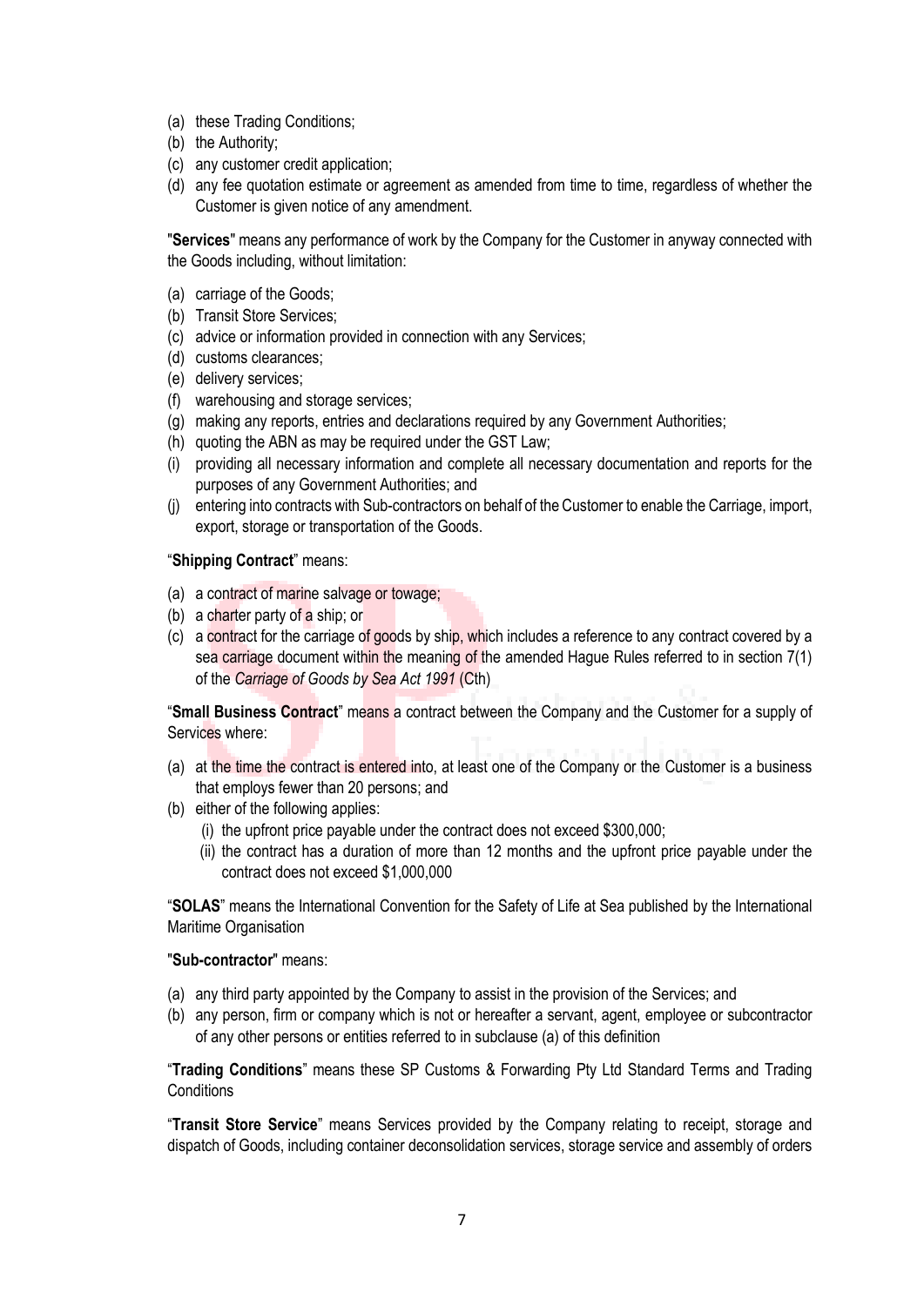(a) these Trading Conditions;
(b) the Authority;
(c) any customer credit application;
(d) any fee quotation estimate or agreement as amended from time to time, regardless of whether the Customer is given notice of any amendment.

"**Services**" means any performance of work by the Company for the Customer in anyway connected with the Goods including, without limitation:

(a) carriage of the Goods;
(b) Transit Store Services;
(c) advice or information provided in connection with any Services;
(d) customs clearances;
(e) delivery services;
(f) warehousing and storage services;
(g) making any reports, entries and declarations required by any Government Authorities;
(h) quoting the ABN as may be required under the GST Law;
(i) providing all necessary information and complete all necessary documentation and reports for the purposes of any Government Authorities; and
(j) entering into contracts with Sub-contractors on behalf of the Customer to enable the Carriage, import, export, storage or transportation of the Goods.

"**Shipping Contract**" means:

(a) a contract of marine salvage or towage;
(b) a charter party of a ship; or
(c) a contract for the carriage of goods by ship, which includes a reference to any contract covered by a sea carriage document within the meaning of the amended Hague Rules referred to in section 7(1) of the *Carriage of Goods by Sea Act 1991* (Cth)

"**Small Business Contract**" means a contract between the Company and the Customer for a supply of Services where:

(a) at the time the contract is entered into, at least one of the Company or the Customer is a business that employs fewer than 20 persons; and
(b) either of the following applies:
    (i) the upfront price payable under the contract does not exceed $300,000;
    (ii) the contract has a duration of more than 12 months and the upfront price payable under the contract does not exceed $1,000,000

"**SOLAS**" means the International Convention for the Safety of Life at Sea published by the International Maritime Organisation

"**Sub-contractor**" means:

(a) any third party appointed by the Company to assist in the provision of the Services; and
(b) any person, firm or company which is not or hereafter a servant, agent, employee or subcontractor of any other persons or entities referred to in subclause (a) of this definition

"**Trading Conditions**" means these SP Customs & Forwarding Pty Ltd Standard Terms and Trading Conditions

"**Transit Store Service**" means Services provided by the Company relating to receipt, storage and dispatch of Goods, including container deconsolidation services, storage service and assembly of orders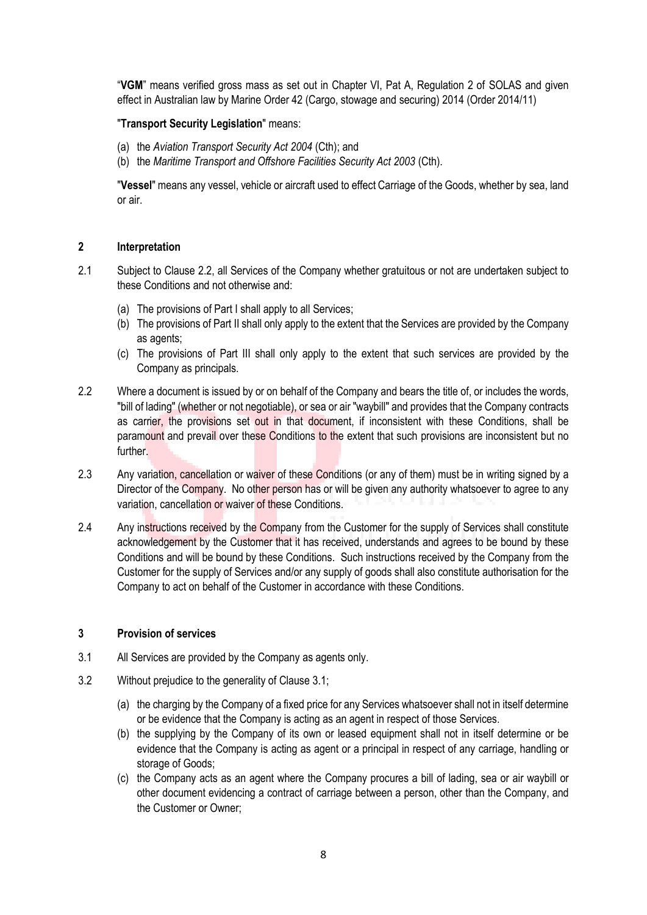"**VGM**" means verified gross mass as set out in Chapter VI, Pat A, Regulation 2 of SOLAS and given effect in Australian law by Marine Order 42 (Cargo, stowage and securing) 2014 (Order 2014/11)

"**Transport Security Legislation**" means:

(a) the *Aviation Transport Security Act 2004* (Cth); and
(b) the *Maritime Transport and Offshore Facilities Security Act 2003* (Cth).

"**Vessel**" means any vessel, vehicle or aircraft used to effect Carriage of the Goods, whether by sea, land or air.

## 2 Interpretation

2.1 Subject to Clause 2.2, all Services of the Company whether gratuitous or not are undertaken subject to these Conditions and not otherwise and:

(a) The provisions of Part I shall apply to all Services;
(b) The provisions of Part II shall only apply to the extent that the Services are provided by the Company as agents;
(c) The provisions of Part III shall only apply to the extent that such services are provided by the Company as principals.

2.2 Where a document is issued by or on behalf of the Company and bears the title of, or includes the words, "bill of lading" (whether or not negotiable), or sea or air "waybill" and provides that the Company contracts as carrier, the provisions set out in that document, if inconsistent with these Conditions, shall be paramount and prevail over these Conditions to the extent that such provisions are inconsistent but no further.

2.3 Any variation, cancellation or waiver of these Conditions (or any of them) must be in writing signed by a Director of the Company. No other person has or will be given any authority whatsoever to agree to any variation, cancellation or waiver of these Conditions.

2.4 Any instructions received by the Company from the Customer for the supply of Services shall constitute acknowledgement by the Customer that it has received, understands and agrees to be bound by these Conditions and will be bound by these Conditions. Such instructions received by the Company from the Customer for the supply of Services and/or any supply of goods shall also constitute authorisation for the Company to act on behalf of the Customer in accordance with these Conditions.

## 3 Provision of services

3.1 All Services are provided by the Company as agents only.

3.2 Without prejudice to the generality of Clause 3.1;

(a) the charging by the Company of a fixed price for any Services whatsoever shall not in itself determine or be evidence that the Company is acting as an agent in respect of those Services.
(b) the supplying by the Company of its own or leased equipment shall not in itself determine or be evidence that the Company is acting as agent or a principal in respect of any carriage, handling or storage of Goods;
(c) the Company acts as an agent where the Company procures a bill of lading, sea or air waybill or other document evidencing a contract of carriage between a person, other than the Company, and the Customer or Owner;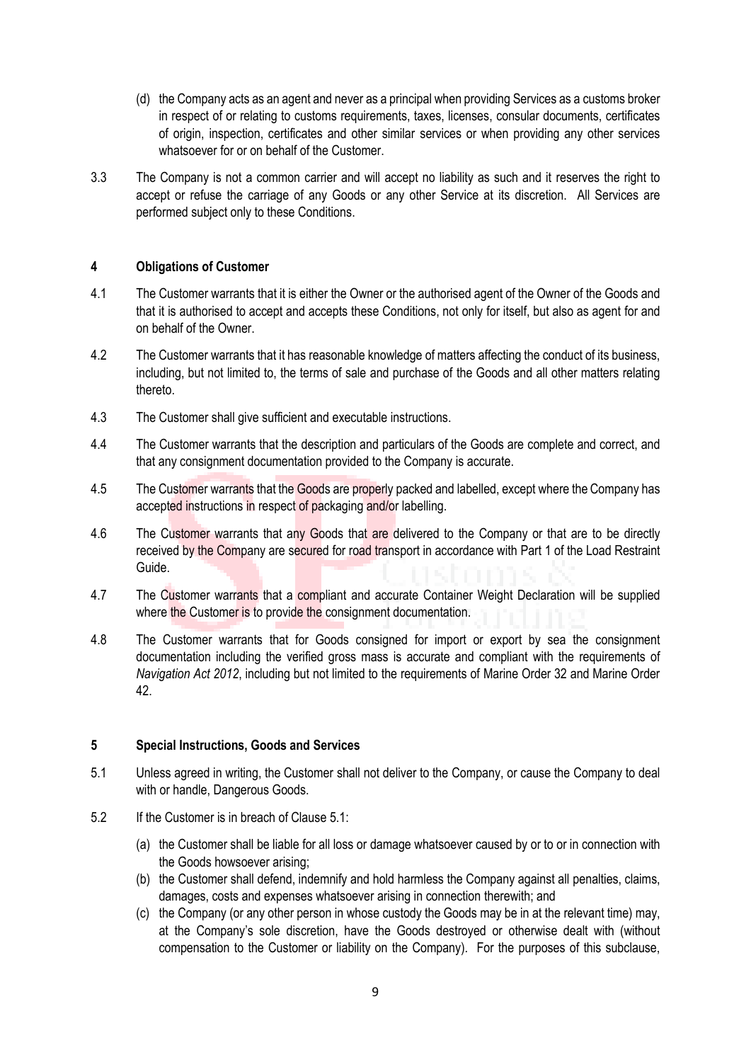(d) the Company acts as an agent and never as a principal when providing Services as a customs broker in respect of or relating to customs requirements, taxes, licenses, consular documents, certificates of origin, inspection, certificates and other similar services or when providing any other services whatsoever for or on behalf of the Customer.

3.3 The Company is not a common carrier and will accept no liability as such and it reserves the right to accept or refuse the carriage of any Goods or any other Service at its discretion. All Services are performed subject only to these Conditions.

## 4 Obligations of Customer

4.1 The Customer warrants that it is either the Owner or the authorised agent of the Owner of the Goods and that it is authorised to accept and accepts these Conditions, not only for itself, but also as agent for and on behalf of the Owner.

4.2 The Customer warrants that it has reasonable knowledge of matters affecting the conduct of its business, including, but not limited to, the terms of sale and purchase of the Goods and all other matters relating thereto.

4.3 The Customer shall give sufficient and executable instructions.

4.4 The Customer warrants that the description and particulars of the Goods are complete and correct, and that any consignment documentation provided to the Company is accurate.

4.5 The Customer warrants that the Goods are properly packed and labelled, except where the Company has accepted instructions in respect of packaging and/or labelling.

4.6 The Customer warrants that any Goods that are delivered to the Company or that are to be directly received by the Company are secured for road transport in accordance with Part 1 of the Load Restraint Guide.

4.7 The Customer warrants that a compliant and accurate Container Weight Declaration will be supplied where the Customer is to provide the consignment documentation.

4.8 The Customer warrants that for Goods consigned for import or export by sea the consignment documentation including the verified gross mass is accurate and compliant with the requirements of *Navigation Act 2012*, including but not limited to the requirements of Marine Order 32 and Marine Order 42.

## 5 Special Instructions, Goods and Services

5.1 Unless agreed in writing, the Customer shall not deliver to the Company, or cause the Company to deal with or handle, Dangerous Goods.

5.2 If the Customer is in breach of Clause 5.1:

(a) the Customer shall be liable for all loss or damage whatsoever caused by or to or in connection with the Goods howsoever arising;

(b) the Customer shall defend, indemnify and hold harmless the Company against all penalties, claims, damages, costs and expenses whatsoever arising in connection therewith; and

(c) the Company (or any other person in whose custody the Goods may be in at the relevant time) may, at the Company's sole discretion, have the Goods destroyed or otherwise dealt with (without compensation to the Customer or liability on the Company). For the purposes of this subclause,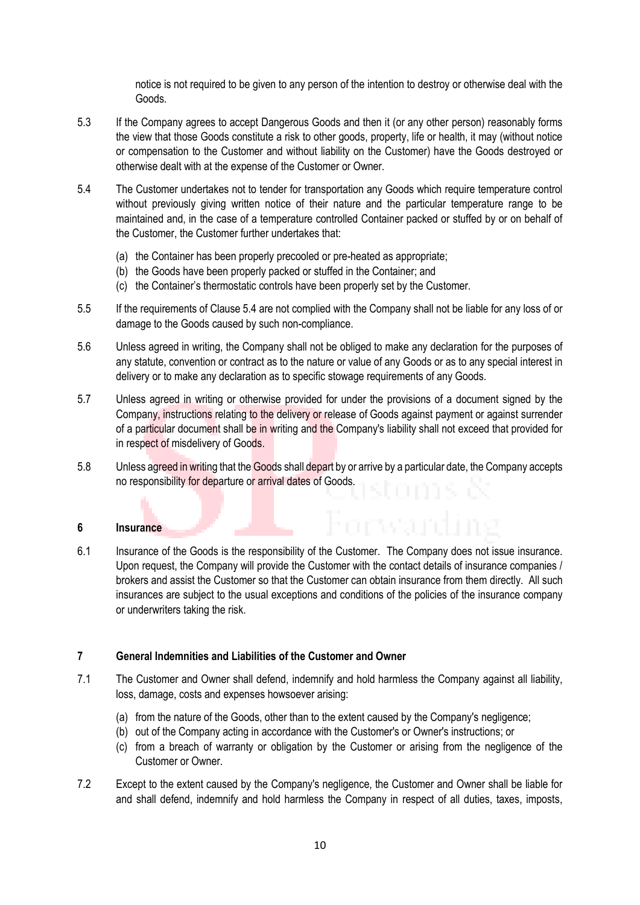notice is not required to be given to any person of the intention to destroy or otherwise deal with the Goods.

5.3 If the Company agrees to accept Dangerous Goods and then it (or any other person) reasonably forms the view that those Goods constitute a risk to other goods, property, life or health, it may (without notice or compensation to the Customer and without liability on the Customer) have the Goods destroyed or otherwise dealt with at the expense of the Customer or Owner.

5.4 The Customer undertakes not to tender for transportation any Goods which require temperature control without previously giving written notice of their nature and the particular temperature range to be maintained and, in the case of a temperature controlled Container packed or stuffed by or on behalf of the Customer, the Customer further undertakes that:

(a) the Container has been properly precooled or pre-heated as appropriate;
(b) the Goods have been properly packed or stuffed in the Container; and
(c) the Container's thermostatic controls have been properly set by the Customer.

5.5 If the requirements of Clause 5.4 are not complied with the Company shall not be liable for any loss of or damage to the Goods caused by such non-compliance.

5.6 Unless agreed in writing, the Company shall not be obliged to make any declaration for the purposes of any statute, convention or contract as to the nature or value of any Goods or as to any special interest in delivery or to make any declaration as to specific stowage requirements of any Goods.

5.7 Unless agreed in writing or otherwise provided for under the provisions of a document signed by the Company, instructions relating to the delivery or release of Goods against payment or against surrender of a particular document shall be in writing and the Company's liability shall not exceed that provided for in respect of misdelivery of Goods.

5.8 Unless agreed in writing that the Goods shall depart by or arrive by a particular date, the Company accepts no responsibility for departure or arrival dates of Goods.

## 6 Insurance

6.1 Insurance of the Goods is the responsibility of the Customer. The Company does not issue insurance. Upon request, the Company will provide the Customer with the contact details of insurance companies / brokers and assist the Customer so that the Customer can obtain insurance from them directly. All such insurances are subject to the usual exceptions and conditions of the policies of the insurance company or underwriters taking the risk.

## 7 General Indemnities and Liabilities of the Customer and Owner

7.1 The Customer and Owner shall defend, indemnify and hold harmless the Company against all liability, loss, damage, costs and expenses howsoever arising:

(a) from the nature of the Goods, other than to the extent caused by the Company's negligence;
(b) out of the Company acting in accordance with the Customer's or Owner's instructions; or
(c) from a breach of warranty or obligation by the Customer or arising from the negligence of the Customer or Owner.

7.2 Except to the extent caused by the Company's negligence, the Customer and Owner shall be liable for and shall defend, indemnify and hold harmless the Company in respect of all duties, taxes, imposts,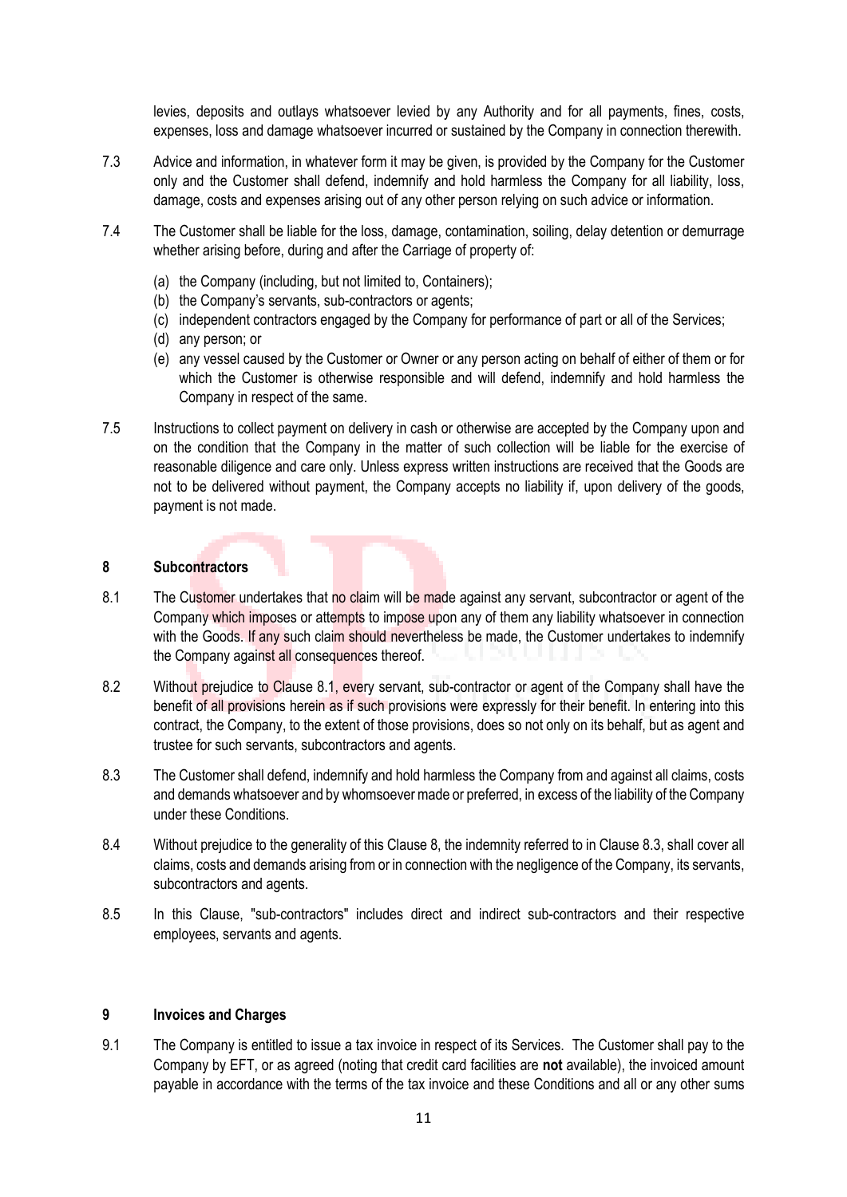levies, deposits and outlays whatsoever levied by any Authority and for all payments, fines, costs, expenses, loss and damage whatsoever incurred or sustained by the Company in connection therewith.

7.3 Advice and information, in whatever form it may be given, is provided by the Company for the Customer only and the Customer shall defend, indemnify and hold harmless the Company for all liability, loss, damage, costs and expenses arising out of any other person relying on such advice or information.

7.4 The Customer shall be liable for the loss, damage, contamination, soiling, delay detention or demurrage whether arising before, during and after the Carriage of property of:

(a) the Company (including, but not limited to, Containers);
(b) the Company's servants, sub-contractors or agents;
(c) independent contractors engaged by the Company for performance of part or all of the Services;
(d) any person; or
(e) any vessel caused by the Customer or Owner or any person acting on behalf of either of them or for which the Customer is otherwise responsible and will defend, indemnify and hold harmless the Company in respect of the same.

7.5 Instructions to collect payment on delivery in cash or otherwise are accepted by the Company upon and on the condition that the Company in the matter of such collection will be liable for the exercise of reasonable diligence and care only. Unless express written instructions are received that the Goods are not to be delivered without payment, the Company accepts no liability if, upon delivery of the goods, payment is not made.

## 8 Subcontractors

8.1 The Customer undertakes that no claim will be made against any servant, subcontractor or agent of the Company which imposes or attempts to impose upon any of them any liability whatsoever in connection with the Goods. If any such claim should nevertheless be made, the Customer undertakes to indemnify the Company against all consequences thereof.

8.2 Without prejudice to Clause 8.1, every servant, sub-contractor or agent of the Company shall have the benefit of all provisions herein as if such provisions were expressly for their benefit. In entering into this contract, the Company, to the extent of those provisions, does so not only on its behalf, but as agent and trustee for such servants, subcontractors and agents.

8.3 The Customer shall defend, indemnify and hold harmless the Company from and against all claims, costs and demands whatsoever and by whomsoever made or preferred, in excess of the liability of the Company under these Conditions.

8.4 Without prejudice to the generality of this Clause 8, the indemnity referred to in Clause 8.3, shall cover all claims, costs and demands arising from or in connection with the negligence of the Company, its servants, subcontractors and agents.

8.5 In this Clause, "sub-contractors" includes direct and indirect sub-contractors and their respective employees, servants and agents.

## 9 Invoices and Charges

9.1 The Company is entitled to issue a tax invoice in respect of its Services. The Customer shall pay to the Company by EFT, or as agreed (noting that credit card facilities are **not** available), the invoiced amount payable in accordance with the terms of the tax invoice and these Conditions and all or any other sums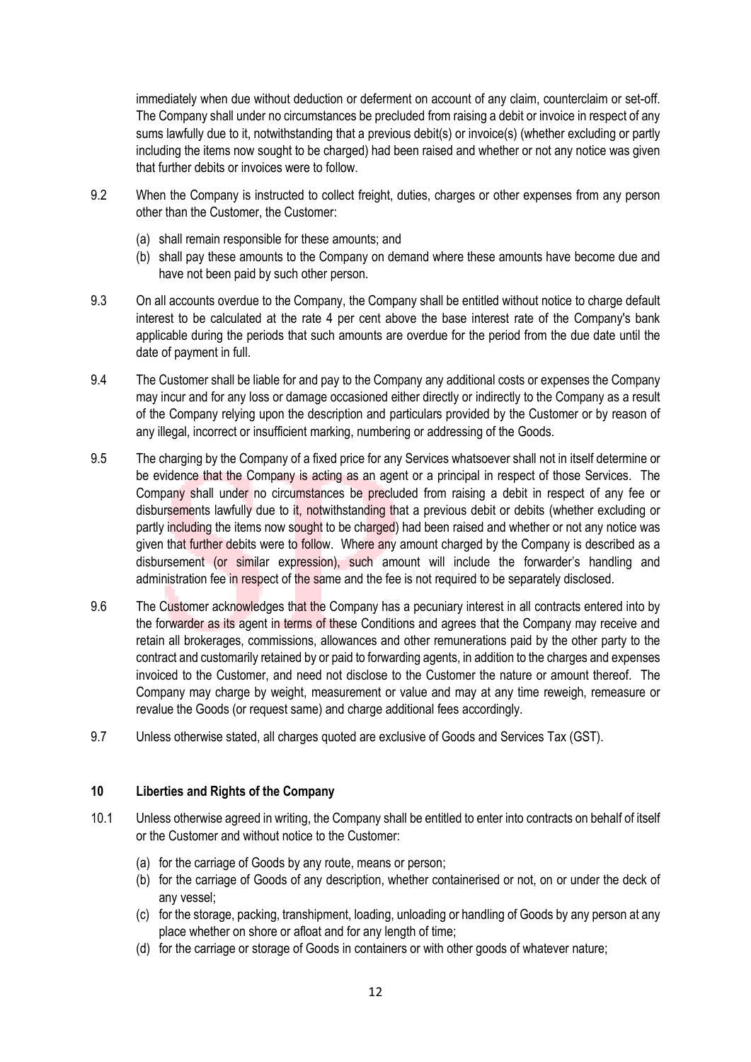immediately when due without deduction or deferment on account of any claim, counterclaim or set-off. The Company shall under no circumstances be precluded from raising a debit or invoice in respect of any sums lawfully due to it, notwithstanding that a previous debit(s) or invoice(s) (whether excluding or partly including the items now sought to be charged) had been raised and whether or not any notice was given that further debits or invoices were to follow.

9.2 When the Company is instructed to collect freight, duties, charges or other expenses from any person other than the Customer, the Customer:

(a) shall remain responsible for these amounts; and
(b) shall pay these amounts to the Company on demand where these amounts have become due and have not been paid by such other person.

9.3 On all accounts overdue to the Company, the Company shall be entitled without notice to charge default interest to be calculated at the rate 4 per cent above the base interest rate of the Company's bank applicable during the periods that such amounts are overdue for the period from the due date until the date of payment in full.

9.4 The Customer shall be liable for and pay to the Company any additional costs or expenses the Company may incur and for any loss or damage occasioned either directly or indirectly to the Company as a result of the Company relying upon the description and particulars provided by the Customer or by reason of any illegal, incorrect or insufficient marking, numbering or addressing of the Goods.

9.5 The charging by the Company of a fixed price for any Services whatsoever shall not in itself determine or be evidence that the Company is acting as an agent or a principal in respect of those Services. The Company shall under no circumstances be precluded from raising a debit in respect of any fee or disbursements lawfully due to it, notwithstanding that a previous debit or debits (whether excluding or partly including the items now sought to be charged) had been raised and whether or not any notice was given that further debits were to follow. Where any amount charged by the Company is described as a disbursement (or similar expression), such amount will include the forwarder's handling and administration fee in respect of the same and the fee is not required to be separately disclosed.

9.6 The Customer acknowledges that the Company has a pecuniary interest in all contracts entered into by the forwarder as its agent in terms of these Conditions and agrees that the Company may receive and retain all brokerages, commissions, allowances and other remunerations paid by the other party to the contract and customarily retained by or paid to forwarding agents, in addition to the charges and expenses invoiced to the Customer, and need not disclose to the Customer the nature or amount thereof. The Company may charge by weight, measurement or value and may at any time reweigh, remeasure or revalue the Goods (or request same) and charge additional fees accordingly.

9.7 Unless otherwise stated, all charges quoted are exclusive of Goods and Services Tax (GST).

## 10 Liberties and Rights of the Company

10.1 Unless otherwise agreed in writing, the Company shall be entitled to enter into contracts on behalf of itself or the Customer and without notice to the Customer:

(a) for the carriage of Goods by any route, means or person;
(b) for the carriage of Goods of any description, whether containerised or not, on or under the deck of any vessel;
(c) for the storage, packing, transhipment, loading, unloading or handling of Goods by any person at any place whether on shore or afloat and for any length of time;
(d) for the carriage or storage of Goods in containers or with other goods of whatever nature;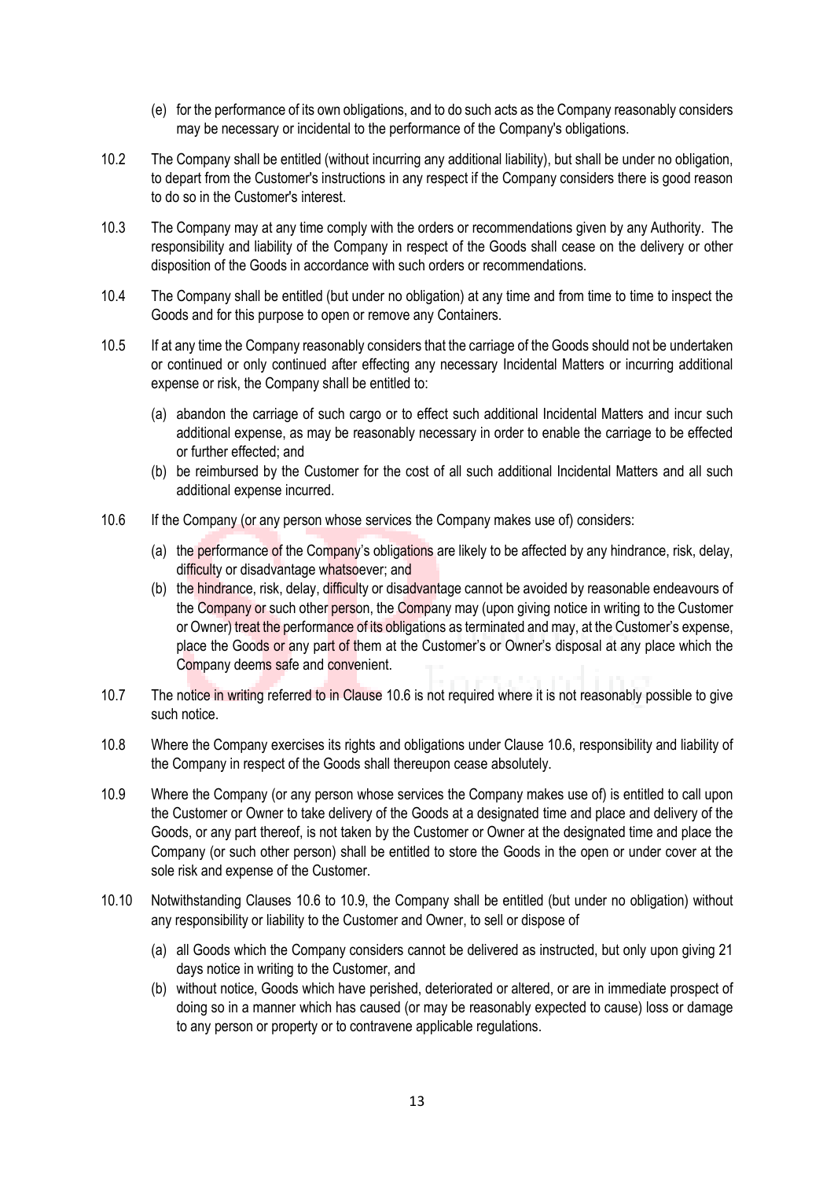(e) for the performance of its own obligations, and to do such acts as the Company reasonably considers may be necessary or incidental to the performance of the Company's obligations.

10.2 The Company shall be entitled (without incurring any additional liability), but shall be under no obligation, to depart from the Customer's instructions in any respect if the Company considers there is good reason to do so in the Customer's interest.

10.3 The Company may at any time comply with the orders or recommendations given by any Authority. The responsibility and liability of the Company in respect of the Goods shall cease on the delivery or other disposition of the Goods in accordance with such orders or recommendations.

10.4 The Company shall be entitled (but under no obligation) at any time and from time to time to inspect the Goods and for this purpose to open or remove any Containers.

10.5 If at any time the Company reasonably considers that the carriage of the Goods should not be undertaken or continued or only continued after effecting any necessary Incidental Matters or incurring additional expense or risk, the Company shall be entitled to:

(a) abandon the carriage of such cargo or to effect such additional Incidental Matters and incur such additional expense, as may be reasonably necessary in order to enable the carriage to be effected or further effected; and

(b) be reimbursed by the Customer for the cost of all such additional Incidental Matters and all such additional expense incurred.

10.6 If the Company (or any person whose services the Company makes use of) considers:

(a) the performance of the Company's obligations are likely to be affected by any hindrance, risk, delay, difficulty or disadvantage whatsoever; and

(b) the hindrance, risk, delay, difficulty or disadvantage cannot be avoided by reasonable endeavours of the Company or such other person, the Company may (upon giving notice in writing to the Customer or Owner) treat the performance of its obligations as terminated and may, at the Customer's expense, place the Goods or any part of them at the Customer's or Owner's disposal at any place which the Company deems safe and convenient.

10.7 The notice in writing referred to in Clause 10.6 is not required where it is not reasonably possible to give such notice.

10.8 Where the Company exercises its rights and obligations under Clause 10.6, responsibility and liability of the Company in respect of the Goods shall thereupon cease absolutely.

10.9 Where the Company (or any person whose services the Company makes use of) is entitled to call upon the Customer or Owner to take delivery of the Goods at a designated time and place and delivery of the Goods, or any part thereof, is not taken by the Customer or Owner at the designated time and place the Company (or such other person) shall be entitled to store the Goods in the open or under cover at the sole risk and expense of the Customer.

10.10 Notwithstanding Clauses 10.6 to 10.9, the Company shall be entitled (but under no obligation) without any responsibility or liability to the Customer and Owner, to sell or dispose of

(a) all Goods which the Company considers cannot be delivered as instructed, but only upon giving 21 days notice in writing to the Customer, and

(b) without notice, Goods which have perished, deteriorated or altered, or are in immediate prospect of doing so in a manner which has caused (or may be reasonably expected to cause) loss or damage to any person or property or to contravene applicable regulations.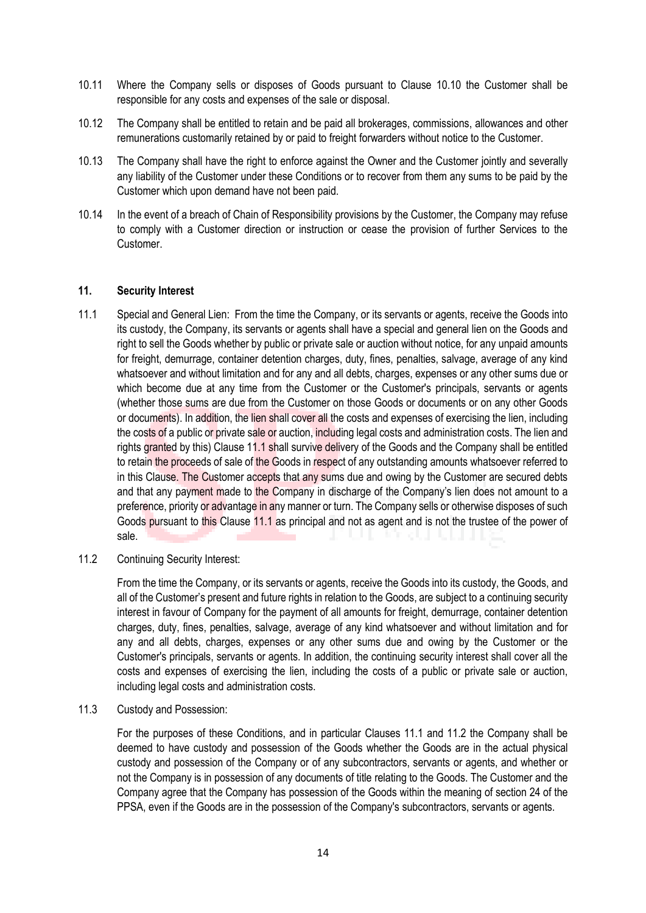10.11 Where the Company sells or disposes of Goods pursuant to Clause 10.10 the Customer shall be responsible for any costs and expenses of the sale or disposal.

10.12 The Company shall be entitled to retain and be paid all brokerages, commissions, allowances and other remunerations customarily retained by or paid to freight forwarders without notice to the Customer.

10.13 The Company shall have the right to enforce against the Owner and the Customer jointly and severally any liability of the Customer under these Conditions or to recover from them any sums to be paid by the Customer which upon demand have not been paid.

10.14 In the event of a breach of Chain of Responsibility provisions by the Customer, the Company may refuse to comply with a Customer direction or instruction or cease the provision of further Services to the Customer.

## 11. Security Interest

11.1 Special and General Lien: From the time the Company, or its servants or agents, receive the Goods into its custody, the Company, its servants or agents shall have a special and general lien on the Goods and right to sell the Goods whether by public or private sale or auction without notice, for any unpaid amounts for freight, demurrage, container detention charges, duty, fines, penalties, salvage, average of any kind whatsoever and without limitation and for any and all debts, charges, expenses or any other sums due or which become due at any time from the Customer or the Customer's principals, servants or agents (whether those sums are due from the Customer on those Goods or documents or on any other Goods or documents). In addition, the lien shall cover all the costs and expenses of exercising the lien, including the costs of a public or private sale or auction, including legal costs and administration costs. The lien and rights granted by this) Clause 11.1 shall survive delivery of the Goods and the Company shall be entitled to retain the proceeds of sale of the Goods in respect of any outstanding amounts whatsoever referred to in this Clause. The Customer accepts that any sums due and owing by the Customer are secured debts and that any payment made to the Company in discharge of the Company's lien does not amount to a preference, priority or advantage in any manner or turn. The Company sells or otherwise disposes of such Goods pursuant to this Clause 11.1 as principal and not as agent and is not the trustee of the power of sale.

11.2 Continuing Security Interest:

From the time the Company, or its servants or agents, receive the Goods into its custody, the Goods, and all of the Customer's present and future rights in relation to the Goods, are subject to a continuing security interest in favour of Company for the payment of all amounts for freight, demurrage, container detention charges, duty, fines, penalties, salvage, average of any kind whatsoever and without limitation and for any and all debts, charges, expenses or any other sums due and owing by the Customer or the Customer's principals, servants or agents. In addition, the continuing security interest shall cover all the costs and expenses of exercising the lien, including the costs of a public or private sale or auction, including legal costs and administration costs.

11.3 Custody and Possession:

For the purposes of these Conditions, and in particular Clauses 11.1 and 11.2 the Company shall be deemed to have custody and possession of the Goods whether the Goods are in the actual physical custody and possession of the Company or of any subcontractors, servants or agents, and whether or not the Company is in possession of any documents of title relating to the Goods. The Customer and the Company agree that the Company has possession of the Goods within the meaning of section 24 of the PPSA, even if the Goods are in the possession of the Company's subcontractors, servants or agents.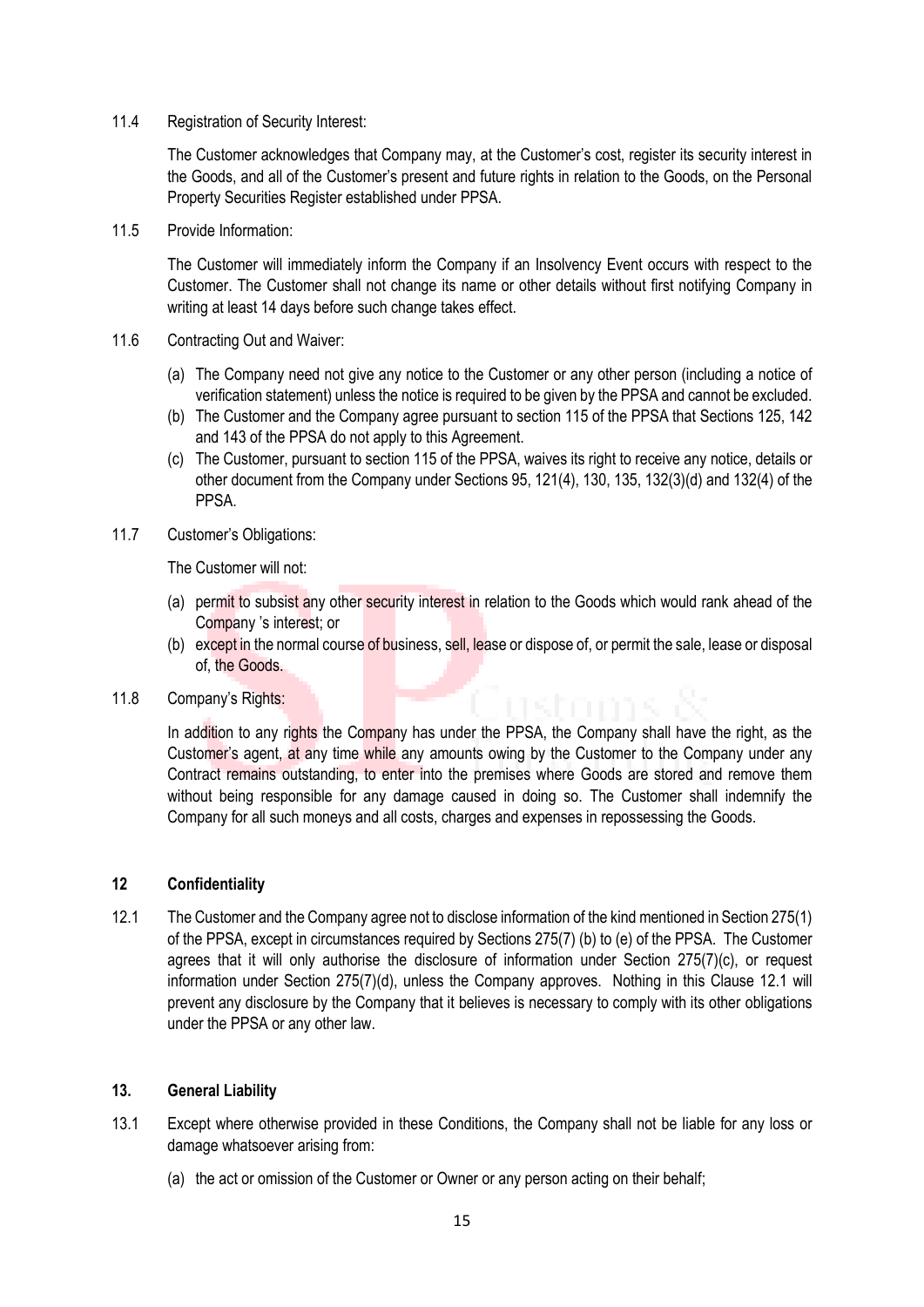11.4 Registration of Security Interest:

The Customer acknowledges that Company may, at the Customer's cost, register its security interest in the Goods, and all of the Customer's present and future rights in relation to the Goods, on the Personal Property Securities Register established under PPSA.

11.5 Provide Information:

The Customer will immediately inform the Company if an Insolvency Event occurs with respect to the Customer. The Customer shall not change its name or other details without first notifying Company in writing at least 14 days before such change takes effect.

11.6 Contracting Out and Waiver:

(a) The Company need not give any notice to the Customer or any other person (including a notice of verification statement) unless the notice is required to be given by the PPSA and cannot be excluded.
(b) The Customer and the Company agree pursuant to section 115 of the PPSA that Sections 125, 142 and 143 of the PPSA do not apply to this Agreement.
(c) The Customer, pursuant to section 115 of the PPSA, waives its right to receive any notice, details or other document from the Company under Sections 95, 121(4), 130, 135, 132(3)(d) and 132(4) of the PPSA.

11.7 Customer's Obligations:

The Customer will not:

(a) permit to subsist any other security interest in relation to the Goods which would rank ahead of the Company 's interest; or
(b) except in the normal course of business, sell, lease or dispose of, or permit the sale, lease or disposal of, the Goods.

11.8 Company's Rights:

In addition to any rights the Company has under the PPSA, the Company shall have the right, as the Customer's agent, at any time while any amounts owing by the Customer to the Company under any Contract remains outstanding, to enter into the premises where Goods are stored and remove them without being responsible for any damage caused in doing so. The Customer shall indemnify the Company for all such moneys and all costs, charges and expenses in repossessing the Goods.

## 12 Confidentiality

12.1 The Customer and the Company agree not to disclose information of the kind mentioned in Section 275(1) of the PPSA, except in circumstances required by Sections 275(7) (b) to (e) of the PPSA. The Customer agrees that it will only authorise the disclosure of information under Section 275(7)(c), or request information under Section 275(7)(d), unless the Company approves. Nothing in this Clause 12.1 will prevent any disclosure by the Company that it believes is necessary to comply with its other obligations under the PPSA or any other law.

## 13. General Liability

13.1 Except where otherwise provided in these Conditions, the Company shall not be liable for any loss or damage whatsoever arising from:

(a) the act or omission of the Customer or Owner or any person acting on their behalf;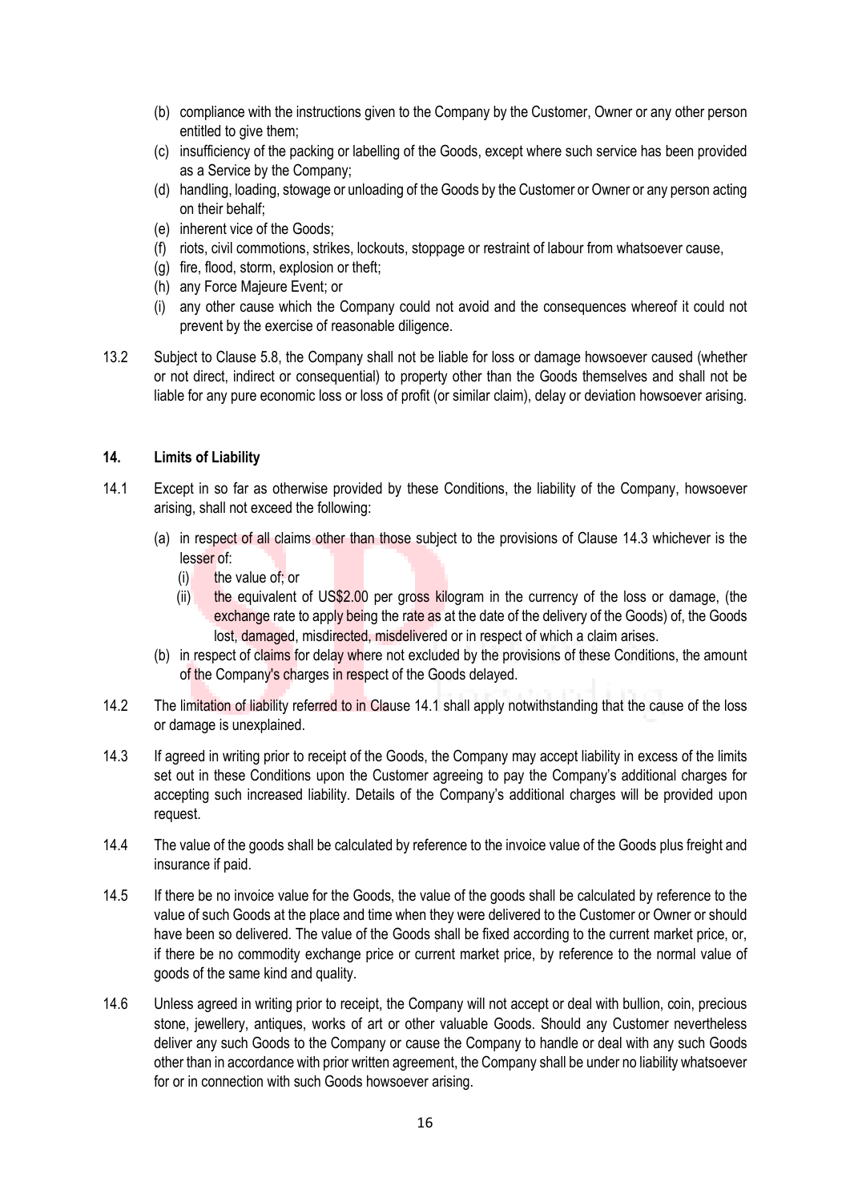(b) compliance with the instructions given to the Company by the Customer, Owner or any other person entitled to give them;
(c) insufficiency of the packing or labelling of the Goods, except where such service has been provided as a Service by the Company;
(d) handling, loading, stowage or unloading of the Goods by the Customer or Owner or any person acting on their behalf;
(e) inherent vice of the Goods;
(f) riots, civil commotions, strikes, lockouts, stoppage or restraint of labour from whatsoever cause,
(g) fire, flood, storm, explosion or theft;
(h) any Force Majeure Event; or
(i) any other cause which the Company could not avoid and the consequences whereof it could not prevent by the exercise of reasonable diligence.

13.2 Subject to Clause 5.8, the Company shall not be liable for loss or damage howsoever caused (whether or not direct, indirect or consequential) to property other than the Goods themselves and shall not be liable for any pure economic loss or loss of profit (or similar claim), delay or deviation howsoever arising.

**14. Limits of Liability**

14.1 Except in so far as otherwise provided by these Conditions, the liability of the Company, howsoever arising, shall not exceed the following:

(a) in respect of all claims other than those subject to the provisions of Clause 14.3 whichever is the lesser of:
  (i) the value of; or
  (ii) the equivalent of US$2.00 per gross kilogram in the currency of the loss or damage, (the exchange rate to apply being the rate as at the date of the delivery of the Goods) of, the Goods lost, damaged, misdirected, misdelivered or in respect of which a claim arises.
(b) in respect of claims for delay where not excluded by the provisions of these Conditions, the amount of the Company's charges in respect of the Goods delayed.

14.2 The limitation of liability referred to in Clause 14.1 shall apply notwithstanding that the cause of the loss or damage is unexplained.

14.3 If agreed in writing prior to receipt of the Goods, the Company may accept liability in excess of the limits set out in these Conditions upon the Customer agreeing to pay the Company's additional charges for accepting such increased liability. Details of the Company's additional charges will be provided upon request.

14.4 The value of the goods shall be calculated by reference to the invoice value of the Goods plus freight and insurance if paid.

14.5 If there be no invoice value for the Goods, the value of the goods shall be calculated by reference to the value of such Goods at the place and time when they were delivered to the Customer or Owner or should have been so delivered. The value of the Goods shall be fixed according to the current market price, or, if there be no commodity exchange price or current market price, by reference to the normal value of goods of the same kind and quality.

14.6 Unless agreed in writing prior to receipt, the Company will not accept or deal with bullion, coin, precious stone, jewellery, antiques, works of art or other valuable Goods. Should any Customer nevertheless deliver any such Goods to the Company or cause the Company to handle or deal with any such Goods other than in accordance with prior written agreement, the Company shall be under no liability whatsoever for or in connection with such Goods howsoever arising.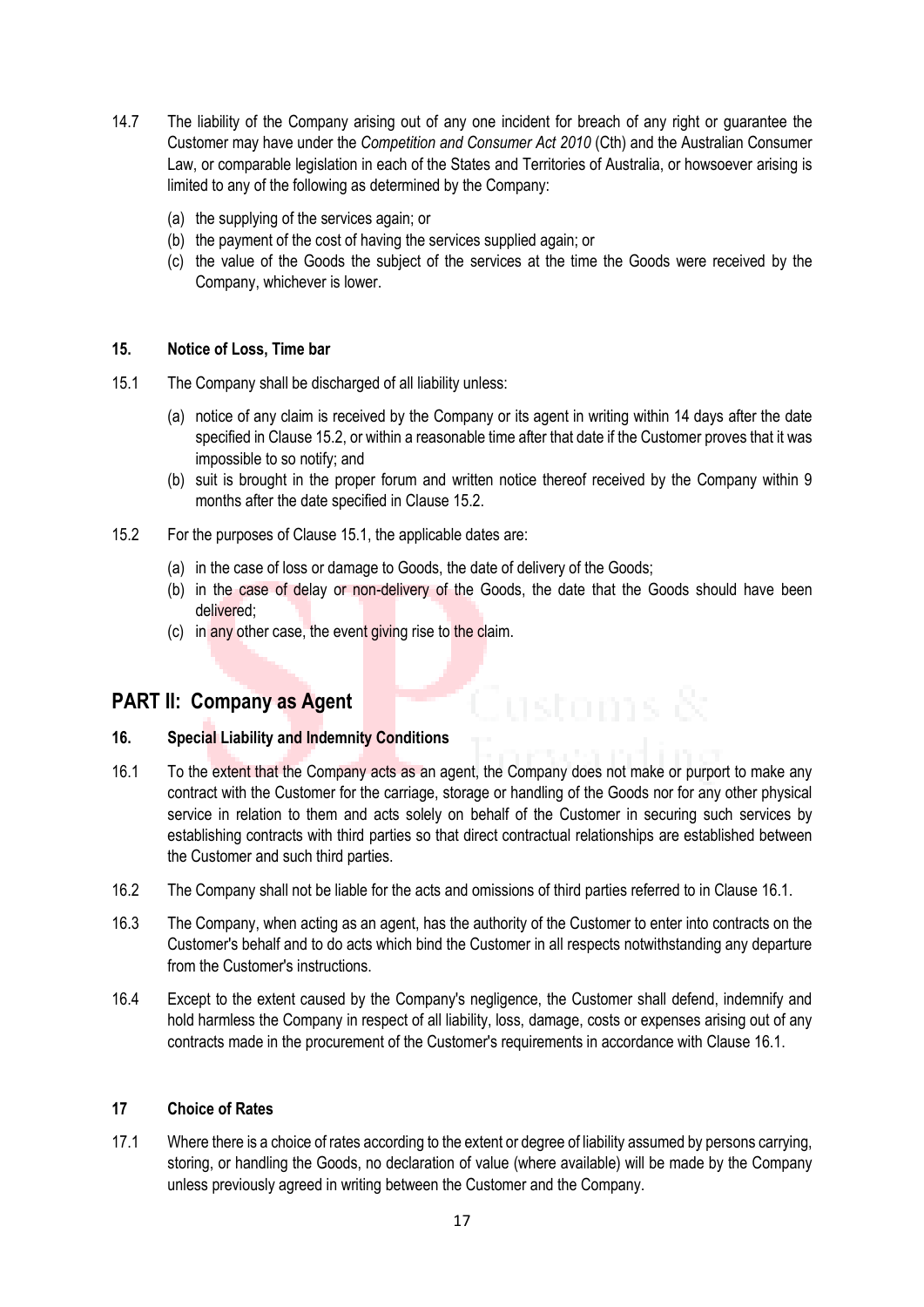14.7 The liability of the Company arising out of any one incident for breach of any right or guarantee the Customer may have under the *Competition and Consumer Act 2010* (Cth) and the Australian Consumer Law, or comparable legislation in each of the States and Territories of Australia, or howsoever arising is limited to any of the following as determined by the Company:

(a) the supplying of the services again; or
(b) the payment of the cost of having the services supplied again; or
(c) the value of the Goods the subject of the services at the time the Goods were received by the Company, whichever is lower.

#### 15. Notice of Loss, Time bar

15.1 The Company shall be discharged of all liability unless:

(a) notice of any claim is received by the Company or its agent in writing within 14 days after the date specified in Clause 15.2, or within a reasonable time after that date if the Customer proves that it was impossible to so notify; and
(b) suit is brought in the proper forum and written notice thereof received by the Company within 9 months after the date specified in Clause 15.2.

15.2 For the purposes of Clause 15.1, the applicable dates are:

(a) in the case of loss or damage to Goods, the date of delivery of the Goods;
(b) in the case of delay or non-delivery of the Goods, the date that the Goods should have been delivered;
(c) in any other case, the event giving rise to the claim.

## PART II: Company as Agent

#### 16. Special Liability and Indemnity Conditions

16.1 To the extent that the Company acts as an agent, the Company does not make or purport to make any contract with the Customer for the carriage, storage or handling of the Goods nor for any other physical service in relation to them and acts solely on behalf of the Customer in securing such services by establishing contracts with third parties so that direct contractual relationships are established between the Customer and such third parties.

16.2 The Company shall not be liable for the acts and omissions of third parties referred to in Clause 16.1.

16.3 The Company, when acting as an agent, has the authority of the Customer to enter into contracts on the Customer's behalf and to do acts which bind the Customer in all respects notwithstanding any departure from the Customer's instructions.

16.4 Except to the extent caused by the Company's negligence, the Customer shall defend, indemnify and hold harmless the Company in respect of all liability, loss, damage, costs or expenses arising out of any contracts made in the procurement of the Customer's requirements in accordance with Clause 16.1.

#### 17 Choice of Rates

17.1 Where there is a choice of rates according to the extent or degree of liability assumed by persons carrying, storing, or handling the Goods, no declaration of value (where available) will be made by the Company unless previously agreed in writing between the Customer and the Company.